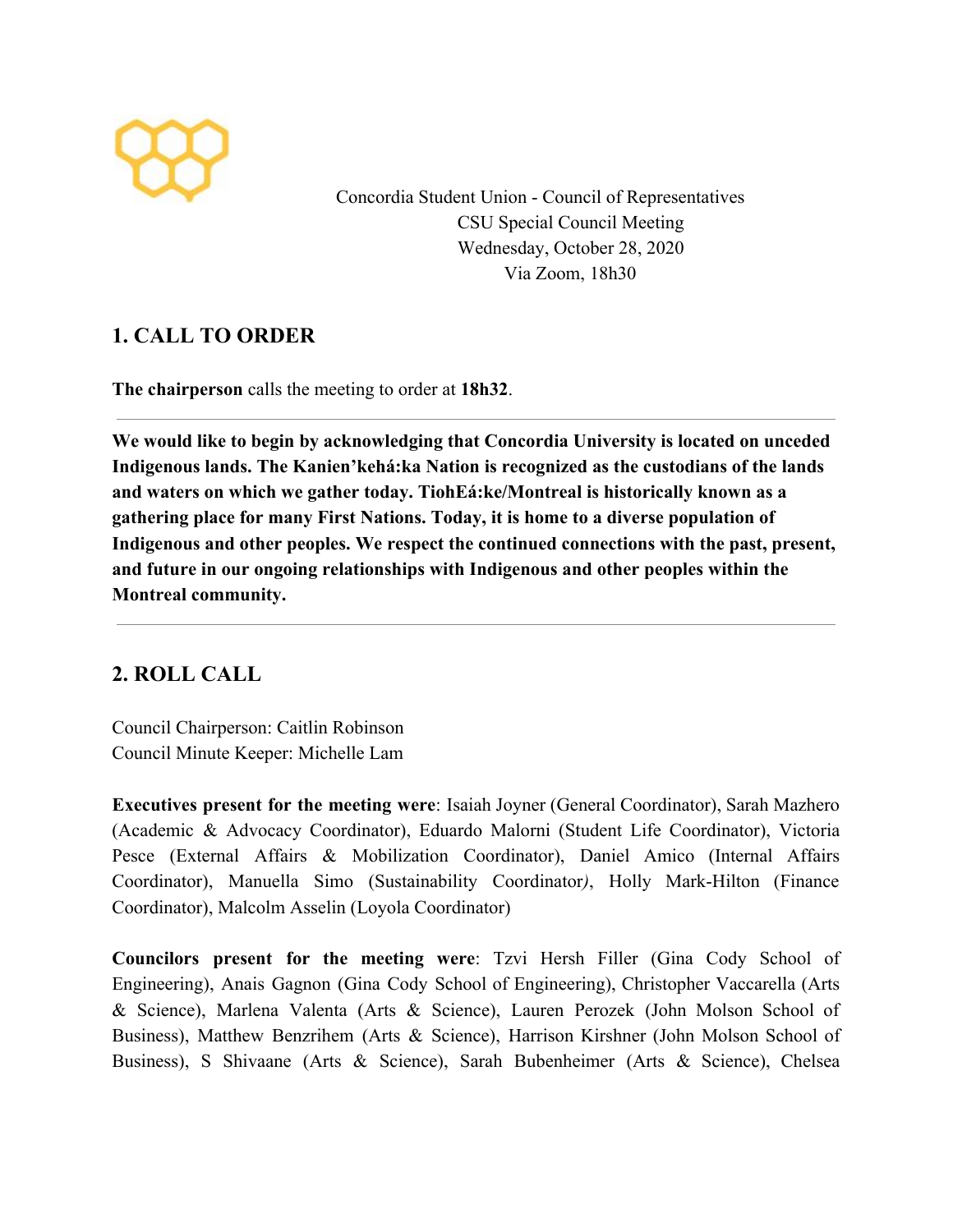Concordia Student Union - Council of Representatives
CSU Special Council Meeting
Wednesday, October 28, 2020
Via Zoom, 18h30

## 1. CALL TO ORDER

**The chairperson** calls the meeting to order at **18h32**.

---

**We would like to begin by acknowledging that Concordia University is located on unceded Indigenous lands. The Kanien'kehá:ka Nation is recognized as the custodians of the lands and waters on which we gather today. TiohEá:ke/Montreal is historically known as a gathering place for many First Nations. Today, it is home to a diverse population of Indigenous and other peoples. We respect the continued connections with the past, present, and future in our ongoing relationships with Indigenous and other peoples within the Montreal community.**

---

## 2. ROLL CALL

Council Chairperson: Caitlin Robinson
Council Minute Keeper: Michelle Lam

**Executives present for the meeting were**: Isaiah Joyner (General Coordinator), Sarah Mazhero (Academic & Advocacy Coordinator), Eduardo Malorni (Student Life Coordinator), Victoria Pesce (External Affairs & Mobilization Coordinator), Daniel Amico (Internal Affairs Coordinator), Manuella Simo (Sustainability Coordinator*)*, Holly Mark-Hilton (Finance Coordinator), Malcolm Asselin (Loyola Coordinator)

**Councilors present for the meeting were**: Tzvi Hersh Filler (Gina Cody School of Engineering), Anais Gagnon (Gina Cody School of Engineering), Christopher Vaccarella (Arts & Science), Marlena Valenta (Arts & Science), Lauren Perozek (John Molson School of Business), Matthew Benzrihem (Arts & Science), Harrison Kirshner (John Molson School of Business), S Shivaane (Arts & Science), Sarah Bubenheimer (Arts & Science), Chelsea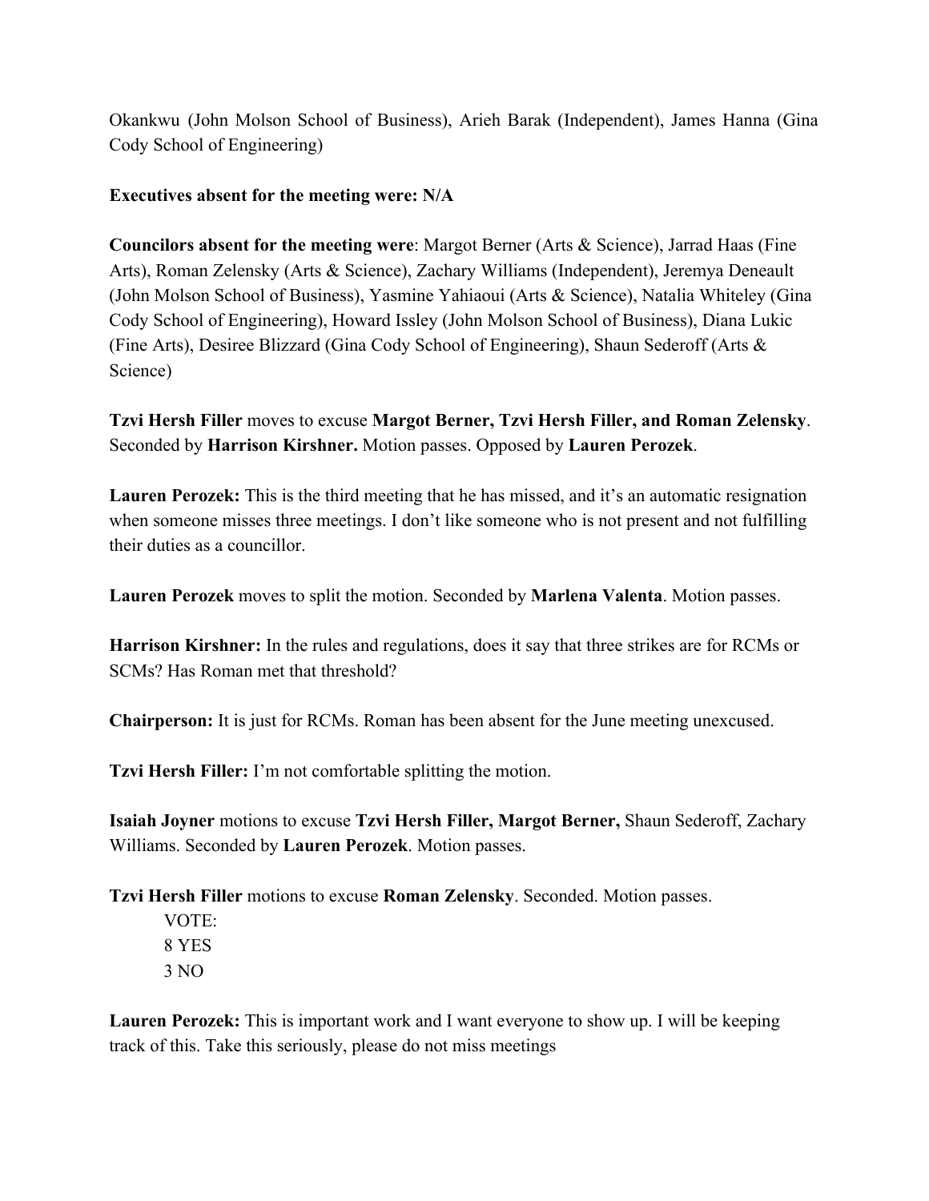Okankwu (John Molson School of Business), Arieh Barak (Independent), James Hanna (Gina Cody School of Engineering)

**Executives absent for the meeting were: N/A**

**Councilors absent for the meeting were**: Margot Berner (Arts & Science), Jarrad Haas (Fine Arts), Roman Zelensky (Arts & Science), Zachary Williams (Independent), Jeremya Deneault (John Molson School of Business), Yasmine Yahiaoui (Arts & Science), Natalia Whiteley (Gina Cody School of Engineering), Howard Issley (John Molson School of Business), Diana Lukic (Fine Arts), Desiree Blizzard (Gina Cody School of Engineering), Shaun Sederoff (Arts & Science)

**Tzvi Hersh Filler** moves to excuse **Margot Berner, Tzvi Hersh Filler, and Roman Zelensky**. Seconded by **Harrison Kirshner.** Motion passes. Opposed by **Lauren Perozek**.

**Lauren Perozek:** This is the third meeting that he has missed, and it's an automatic resignation when someone misses three meetings. I don't like someone who is not present and not fulfilling their duties as a councillor.

**Lauren Perozek** moves to split the motion. Seconded by **Marlena Valenta**. Motion passes.

**Harrison Kirshner:** In the rules and regulations, does it say that three strikes are for RCMs or SCMs? Has Roman met that threshold?

**Chairperson:** It is just for RCMs. Roman has been absent for the June meeting unexcused.

**Tzvi Hersh Filler:** I'm not comfortable splitting the motion.

**Isaiah Joyner** motions to excuse **Tzvi Hersh Filler, Margot Berner,** Shaun Sederoff, Zachary Williams. Seconded by **Lauren Perozek**. Motion passes.

**Tzvi Hersh Filler** motions to excuse **Roman Zelensky**. Seconded. Motion passes.

VOTE:
8 YES
3 NO

**Lauren Perozek:** This is important work and I want everyone to show up. I will be keeping track of this. Take this seriously, please do not miss meetings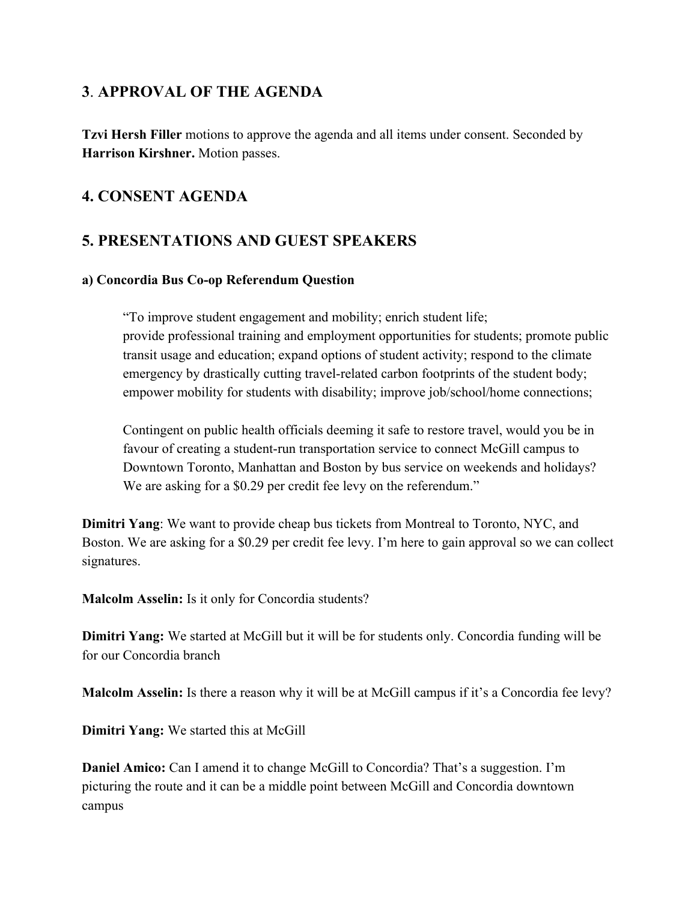## 3. APPROVAL OF THE AGENDA

**Tzvi Hersh Filler** motions to approve the agenda and all items under consent. Seconded by **Harrison Kirshner.** Motion passes.

## 4. CONSENT AGENDA

## 5. PRESENTATIONS AND GUEST SPEAKERS

### a) Concordia Bus Co-op Referendum Question

> "To improve student engagement and mobility; enrich student life; provide professional training and employment opportunities for students; promote public transit usage and education; expand options of student activity; respond to the climate emergency by drastically cutting travel-related carbon footprints of the student body; empower mobility for students with disability; improve job/school/home connections;
>
> Contingent on public health officials deeming it safe to restore travel, would you be in favour of creating a student-run transportation service to connect McGill campus to Downtown Toronto, Manhattan and Boston by bus service on weekends and holidays? We are asking for a $0.29 per credit fee levy on the referendum."

**Dimitri Yang**: We want to provide cheap bus tickets from Montreal to Toronto, NYC, and Boston. We are asking for a $0.29 per credit fee levy. I'm here to gain approval so we can collect signatures.

**Malcolm Asselin:** Is it only for Concordia students?

**Dimitri Yang:** We started at McGill but it will be for students only. Concordia funding will be for our Concordia branch

**Malcolm Asselin:** Is there a reason why it will be at McGill campus if it's a Concordia fee levy?

**Dimitri Yang:** We started this at McGill

**Daniel Amico:** Can I amend it to change McGill to Concordia? That's a suggestion. I'm picturing the route and it can be a middle point between McGill and Concordia downtown campus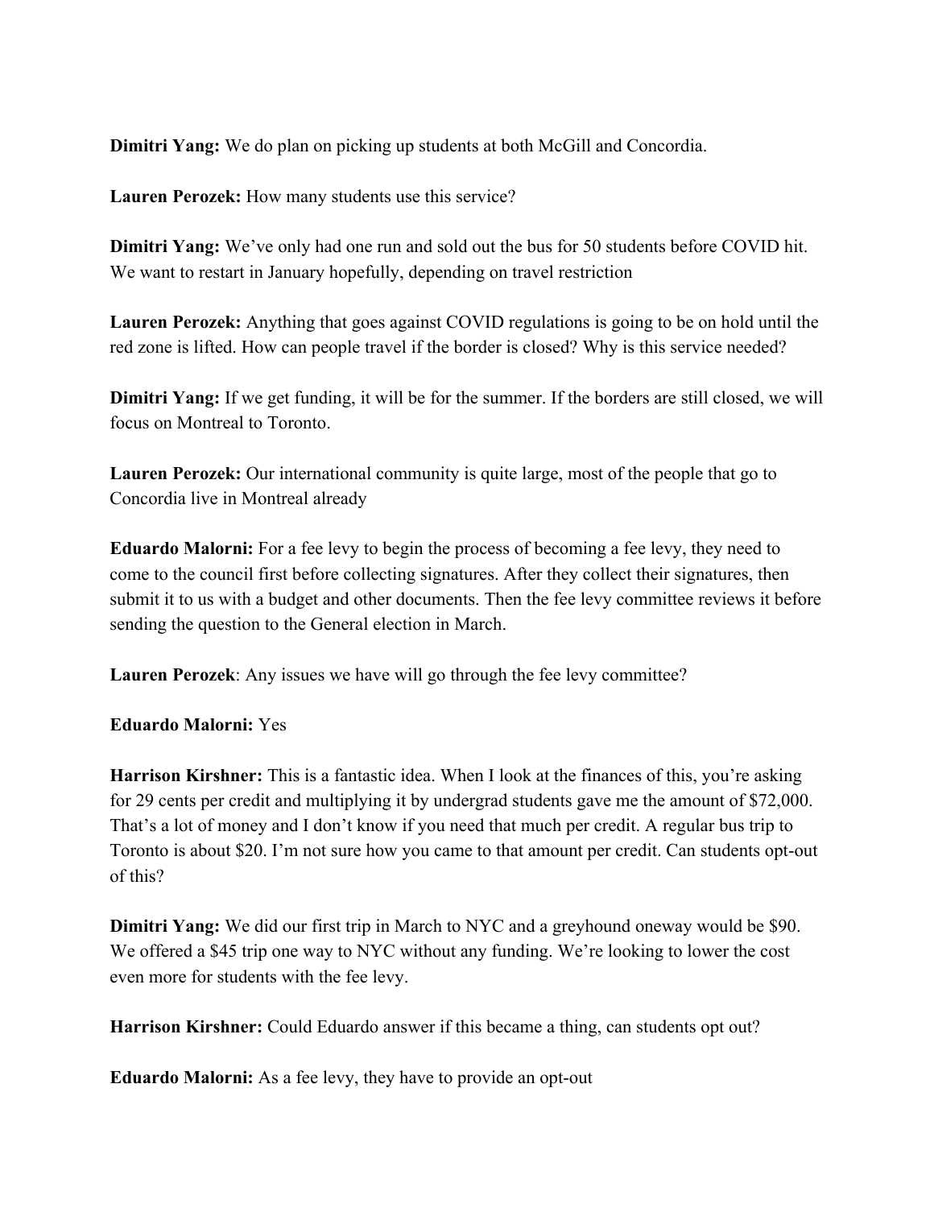**Dimitri Yang:** We do plan on picking up students at both McGill and Concordia.

**Lauren Perozek:** How many students use this service?

**Dimitri Yang:** We've only had one run and sold out the bus for 50 students before COVID hit. We want to restart in January hopefully, depending on travel restriction

**Lauren Perozek:** Anything that goes against COVID regulations is going to be on hold until the red zone is lifted. How can people travel if the border is closed? Why is this service needed?

**Dimitri Yang:** If we get funding, it will be for the summer. If the borders are still closed, we will focus on Montreal to Toronto.

**Lauren Perozek:** Our international community is quite large, most of the people that go to Concordia live in Montreal already

**Eduardo Malorni:** For a fee levy to begin the process of becoming a fee levy, they need to come to the council first before collecting signatures. After they collect their signatures, then submit it to us with a budget and other documents. Then the fee levy committee reviews it before sending the question to the General election in March.

**Lauren Perozek**: Any issues we have will go through the fee levy committee?

**Eduardo Malorni:** Yes

**Harrison Kirshner:** This is a fantastic idea. When I look at the finances of this, you're asking for 29 cents per credit and multiplying it by undergrad students gave me the amount of $72,000. That's a lot of money and I don't know if you need that much per credit. A regular bus trip to Toronto is about $20. I'm not sure how you came to that amount per credit. Can students opt-out of this?

**Dimitri Yang:** We did our first trip in March to NYC and a greyhound oneway would be $90. We offered a $45 trip one way to NYC without any funding. We're looking to lower the cost even more for students with the fee levy.

**Harrison Kirshner:** Could Eduardo answer if this became a thing, can students opt out?

**Eduardo Malorni:** As a fee levy, they have to provide an opt-out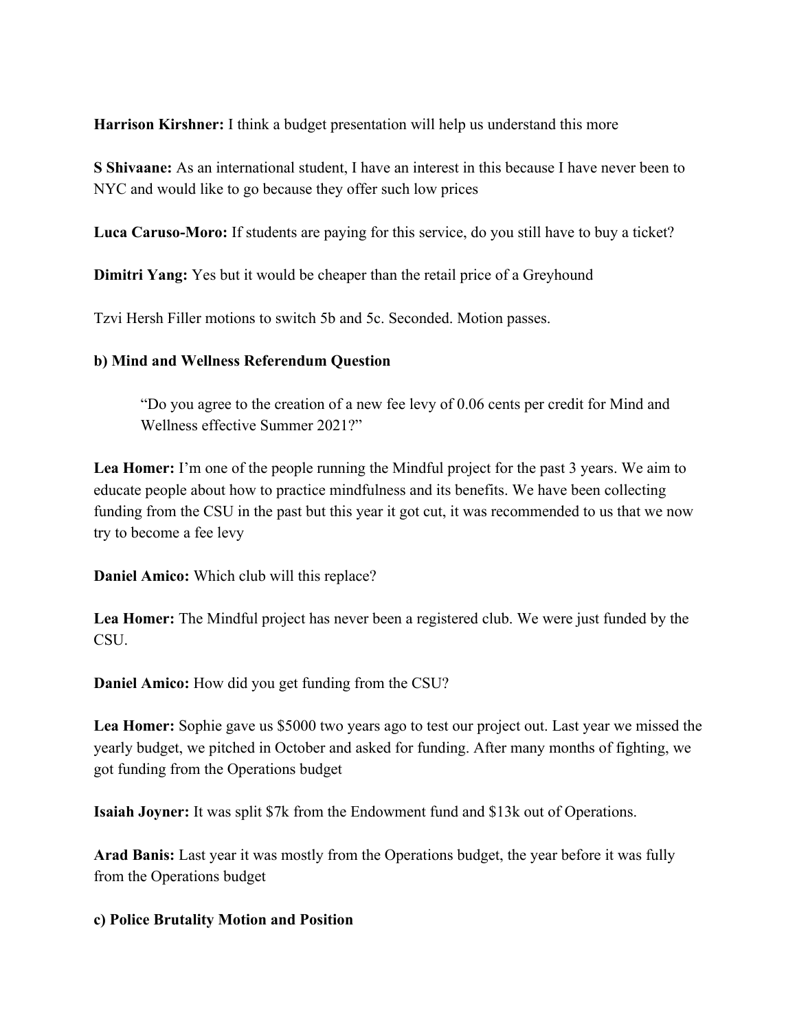**Harrison Kirshner:** I think a budget presentation will help us understand this more

**S Shivaane:** As an international student, I have an interest in this because I have never been to NYC and would like to go because they offer such low prices

**Luca Caruso-Moro:** If students are paying for this service, do you still have to buy a ticket?

**Dimitri Yang:** Yes but it would be cheaper than the retail price of a Greyhound

Tzvi Hersh Filler motions to switch 5b and 5c. Seconded. Motion passes.

**b) Mind and Wellness Referendum Question**

> "Do you agree to the creation of a new fee levy of 0.06 cents per credit for Mind and Wellness effective Summer 2021?"

**Lea Homer:** I'm one of the people running the Mindful project for the past 3 years. We aim to educate people about how to practice mindfulness and its benefits. We have been collecting funding from the CSU in the past but this year it got cut, it was recommended to us that we now try to become a fee levy

**Daniel Amico:** Which club will this replace?

**Lea Homer:** The Mindful project has never been a registered club. We were just funded by the CSU.

**Daniel Amico:** How did you get funding from the CSU?

**Lea Homer:** Sophie gave us $5000 two years ago to test our project out. Last year we missed the yearly budget, we pitched in October and asked for funding. After many months of fighting, we got funding from the Operations budget

**Isaiah Joyner:** It was split $7k from the Endowment fund and $13k out of Operations.

**Arad Banis:** Last year it was mostly from the Operations budget, the year before it was fully from the Operations budget

**c) Police Brutality Motion and Position**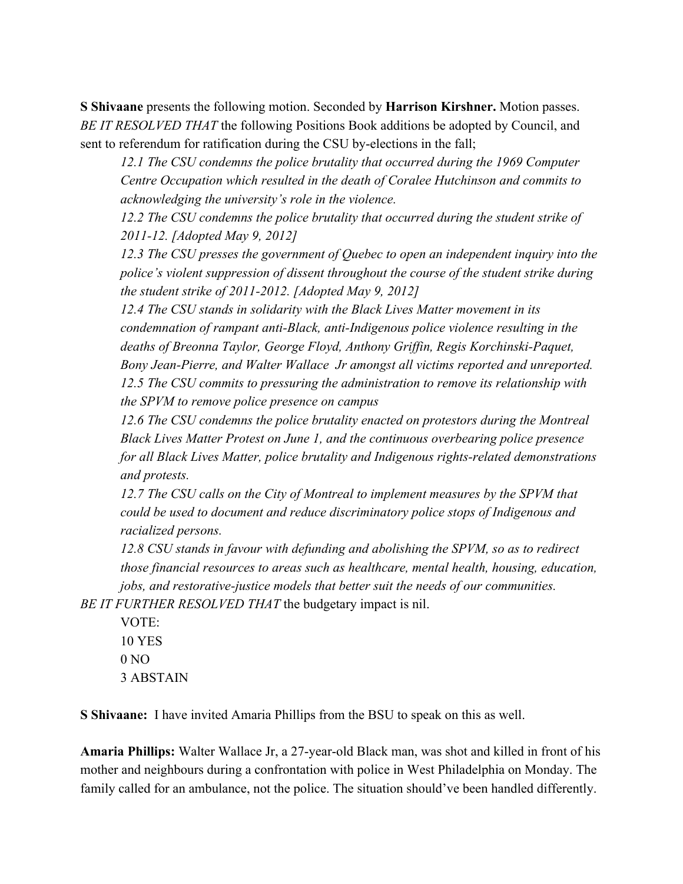**S Shivaane** presents the following motion. Seconded by **Harrison Kirshner.** Motion passes.
*BE IT RESOLVED THAT* the following Positions Book additions be adopted by Council, and sent to referendum for ratification during the CSU by-elections in the fall;

> *12.1 The CSU condemns the police brutality that occurred during the 1969 Computer Centre Occupation which resulted in the death of Coralee Hutchinson and commits to acknowledging the university's role in the violence.*
>
> *12.2 The CSU condemns the police brutality that occurred during the student strike of 2011-12. [Adopted May 9, 2012]*
>
> *12.3 The CSU presses the government of Quebec to open an independent inquiry into the police's violent suppression of dissent throughout the course of the student strike during the student strike of 2011-2012. [Adopted May 9, 2012]*
>
> *12.4 The CSU stands in solidarity with the Black Lives Matter movement in its condemnation of rampant anti-Black, anti-Indigenous police violence resulting in the deaths of Breonna Taylor, George Floyd, Anthony Griffin, Regis Korchinski-Paquet, Bony Jean-Pierre, and Walter Wallace Jr amongst all victims reported and unreported.*
>
> *12.5 The CSU commits to pressuring the administration to remove its relationship with the SPVM to remove police presence on campus*
>
> *12.6 The CSU condemns the police brutality enacted on protestors during the Montreal Black Lives Matter Protest on June 1, and the continuous overbearing police presence for all Black Lives Matter, police brutality and Indigenous rights-related demonstrations and protests.*
>
> *12.7 The CSU calls on the City of Montreal to implement measures by the SPVM that could be used to document and reduce discriminatory police stops of Indigenous and racialized persons.*
>
> *12.8 CSU stands in favour with defunding and abolishing the SPVM, so as to redirect those financial resources to areas such as healthcare, mental health, housing, education, jobs, and restorative-justice models that better suit the needs of our communities.*

*BE IT FURTHER RESOLVED THAT* the budgetary impact is nil.

VOTE:
10 YES
0 NO
3 ABSTAIN

**S Shivaane:** I have invited Amaria Phillips from the BSU to speak on this as well.

**Amaria Phillips:** Walter Wallace Jr, a 27-year-old Black man, was shot and killed in front of his mother and neighbours during a confrontation with police in West Philadelphia on Monday. The family called for an ambulance, not the police. The situation should've been handled differently.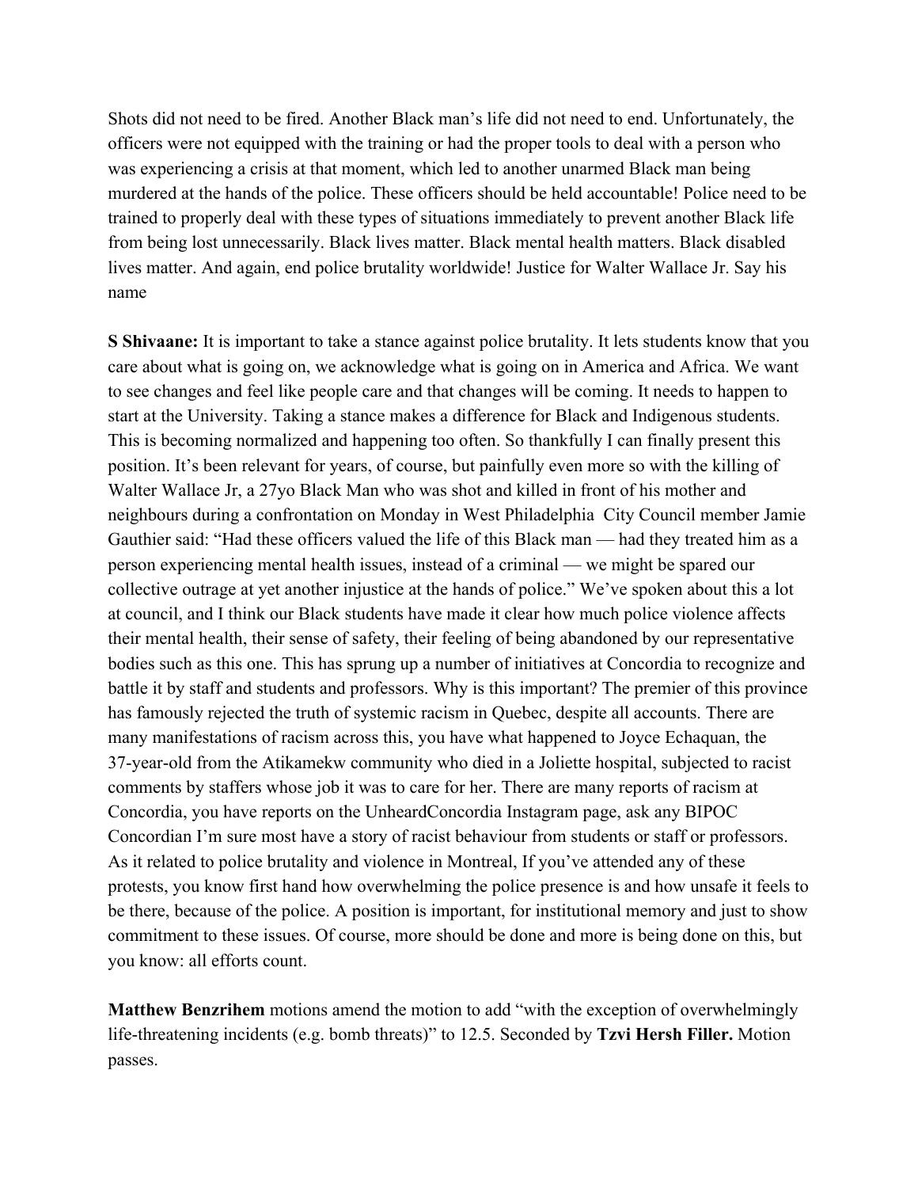Shots did not need to be fired. Another Black man's life did not need to end. Unfortunately, the officers were not equipped with the training or had the proper tools to deal with a person who was experiencing a crisis at that moment, which led to another unarmed Black man being murdered at the hands of the police. These officers should be held accountable! Police need to be trained to properly deal with these types of situations immediately to prevent another Black life from being lost unnecessarily. Black lives matter. Black mental health matters. Black disabled lives matter. And again, end police brutality worldwide! Justice for Walter Wallace Jr. Say his name

**S Shivaane:** It is important to take a stance against police brutality. It lets students know that you care about what is going on, we acknowledge what is going on in America and Africa. We want to see changes and feel like people care and that changes will be coming. It needs to happen to start at the University. Taking a stance makes a difference for Black and Indigenous students. This is becoming normalized and happening too often. So thankfully I can finally present this position. It's been relevant for years, of course, but painfully even more so with the killing of Walter Wallace Jr, a 27yo Black Man who was shot and killed in front of his mother and neighbours during a confrontation on Monday in West Philadelphia City Council member Jamie Gauthier said: "Had these officers valued the life of this Black man — had they treated him as a person experiencing mental health issues, instead of a criminal — we might be spared our collective outrage at yet another injustice at the hands of police." We've spoken about this a lot at council, and I think our Black students have made it clear how much police violence affects their mental health, their sense of safety, their feeling of being abandoned by our representative bodies such as this one. This has sprung up a number of initiatives at Concordia to recognize and battle it by staff and students and professors. Why is this important? The premier of this province has famously rejected the truth of systemic racism in Quebec, despite all accounts. There are many manifestations of racism across this, you have what happened to Joyce Echaquan, the 37-year-old from the Atikamekw community who died in a Joliette hospital, subjected to racist comments by staffers whose job it was to care for her. There are many reports of racism at Concordia, you have reports on the UnheardConcordia Instagram page, ask any BIPOC Concordian I'm sure most have a story of racist behaviour from students or staff or professors. As it related to police brutality and violence in Montreal, If you've attended any of these protests, you know first hand how overwhelming the police presence is and how unsafe it feels to be there, because of the police. A position is important, for institutional memory and just to show commitment to these issues. Of course, more should be done and more is being done on this, but you know: all efforts count.

**Matthew Benzrihem** motions amend the motion to add "with the exception of overwhelmingly life-threatening incidents (e.g. bomb threats)" to 12.5. Seconded by **Tzvi Hersh Filler.** Motion passes.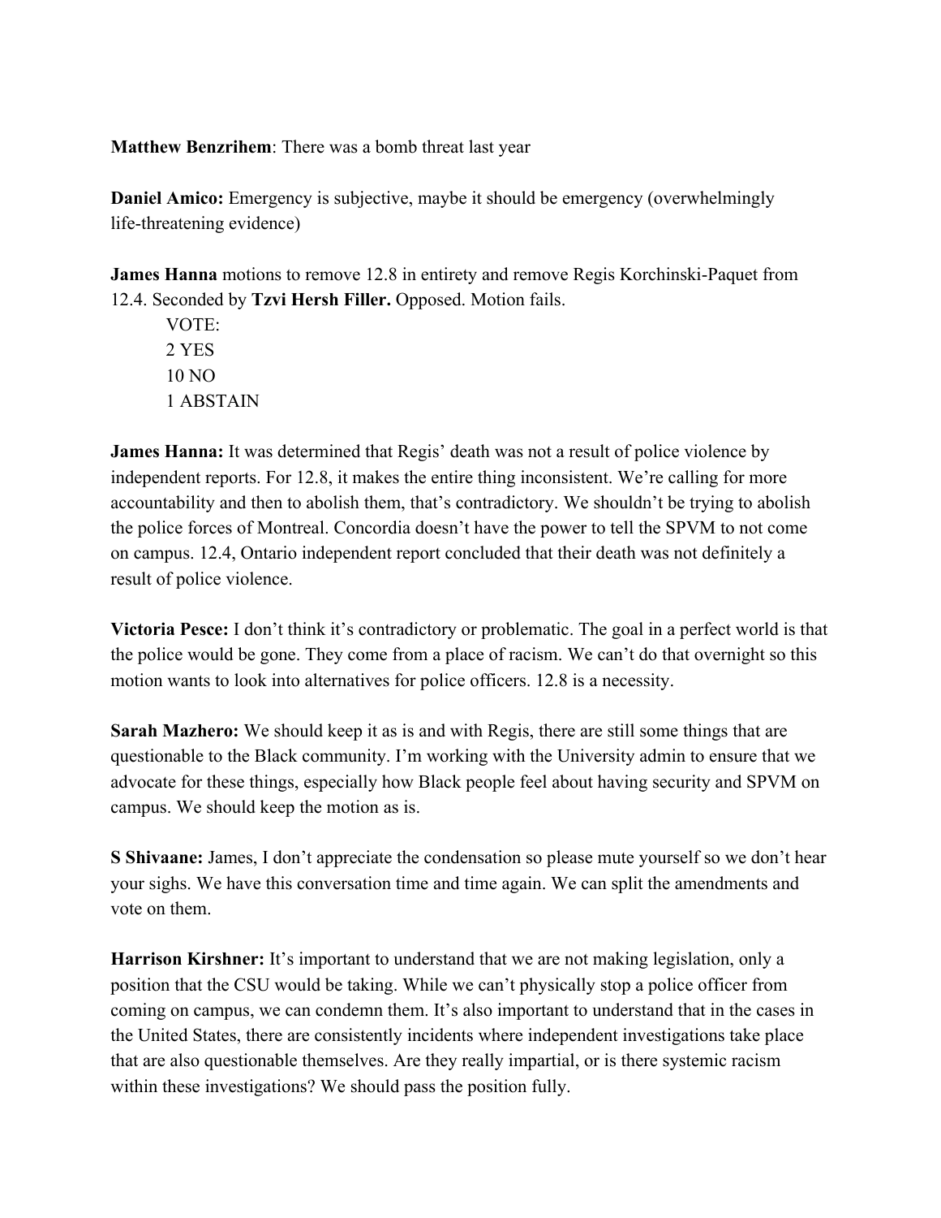**Matthew Benzrihem**: There was a bomb threat last year

**Daniel Amico:** Emergency is subjective, maybe it should be emergency (overwhelmingly life-threatening evidence)

**James Hanna** motions to remove 12.8 in entirety and remove Regis Korchinski-Paquet from 12.4. Seconded by **Tzvi Hersh Filler.** Opposed. Motion fails.

VOTE:  
2 YES  
10 NO  
1 ABSTAIN

**James Hanna:** It was determined that Regis' death was not a result of police violence by independent reports. For 12.8, it makes the entire thing inconsistent. We're calling for more accountability and then to abolish them, that's contradictory. We shouldn't be trying to abolish the police forces of Montreal. Concordia doesn't have the power to tell the SPVM to not come on campus. 12.4, Ontario independent report concluded that their death was not definitely a result of police violence.

**Victoria Pesce:** I don't think it's contradictory or problematic. The goal in a perfect world is that the police would be gone. They come from a place of racism. We can't do that overnight so this motion wants to look into alternatives for police officers. 12.8 is a necessity.

**Sarah Mazhero:** We should keep it as is and with Regis, there are still some things that are questionable to the Black community. I'm working with the University admin to ensure that we advocate for these things, especially how Black people feel about having security and SPVM on campus. We should keep the motion as is.

**S Shivaane:** James, I don't appreciate the condensation so please mute yourself so we don't hear your sighs. We have this conversation time and time again. We can split the amendments and vote on them.

**Harrison Kirshner:** It's important to understand that we are not making legislation, only a position that the CSU would be taking. While we can't physically stop a police officer from coming on campus, we can condemn them. It's also important to understand that in the cases in the United States, there are consistently incidents where independent investigations take place that are also questionable themselves. Are they really impartial, or is there systemic racism within these investigations? We should pass the position fully.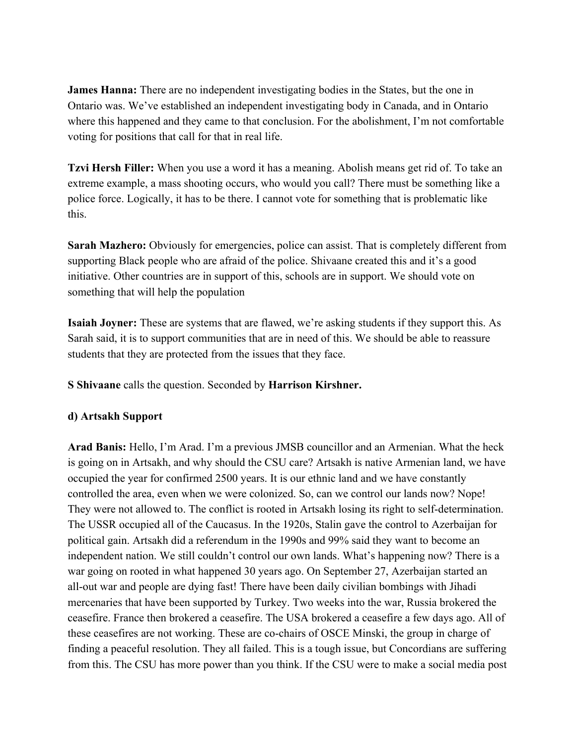**James Hanna:** There are no independent investigating bodies in the States, but the one in Ontario was. We've established an independent investigating body in Canada, and in Ontario where this happened and they came to that conclusion. For the abolishment, I'm not comfortable voting for positions that call for that in real life.

**Tzvi Hersh Filler:** When you use a word it has a meaning. Abolish means get rid of. To take an extreme example, a mass shooting occurs, who would you call? There must be something like a police force. Logically, it has to be there. I cannot vote for something that is problematic like this.

**Sarah Mazhero:** Obviously for emergencies, police can assist. That is completely different from supporting Black people who are afraid of the police. Shivaane created this and it's a good initiative. Other countries are in support of this, schools are in support. We should vote on something that will help the population

**Isaiah Joyner:** These are systems that are flawed, we're asking students if they support this. As Sarah said, it is to support communities that are in need of this. We should be able to reassure students that they are protected from the issues that they face.

**S Shivaane** calls the question. Seconded by **Harrison Kirshner.**

**d) Artsakh Support**

**Arad Banis:** Hello, I'm Arad. I'm a previous JMSB councillor and an Armenian. What the heck is going on in Artsakh, and why should the CSU care? Artsakh is native Armenian land, we have occupied the year for confirmed 2500 years. It is our ethnic land and we have constantly controlled the area, even when we were colonized. So, can we control our lands now? Nope! They were not allowed to. The conflict is rooted in Artsakh losing its right to self-determination. The USSR occupied all of the Caucasus. In the 1920s, Stalin gave the control to Azerbaijan for political gain. Artsakh did a referendum in the 1990s and 99% said they want to become an independent nation. We still couldn't control our own lands. What's happening now? There is a war going on rooted in what happened 30 years ago. On September 27, Azerbaijan started an all-out war and people are dying fast! There have been daily civilian bombings with Jihadi mercenaries that have been supported by Turkey. Two weeks into the war, Russia brokered the ceasefire. France then brokered a ceasefire. The USA brokered a ceasefire a few days ago. All of these ceasefires are not working. These are co-chairs of OSCE Minski, the group in charge of finding a peaceful resolution. They all failed. This is a tough issue, but Concordians are suffering from this. The CSU has more power than you think. If the CSU were to make a social media post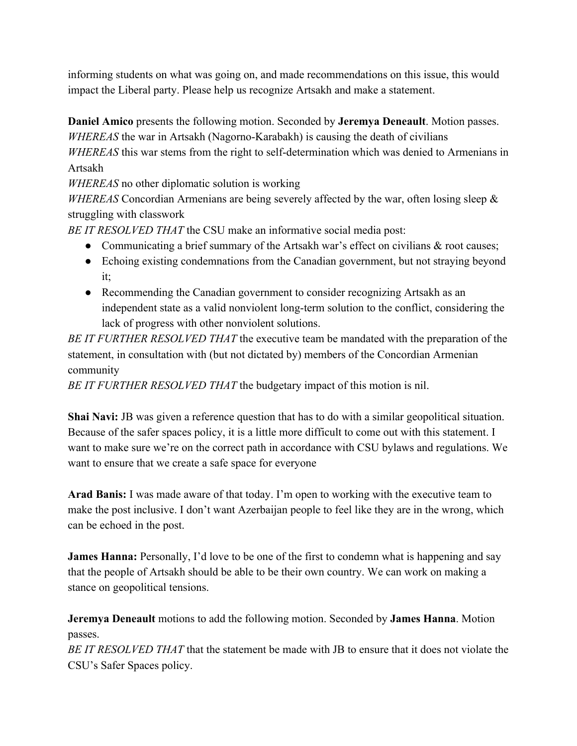informing students on what was going on, and made recommendations on this issue, this would impact the Liberal party. Please help us recognize Artsakh and make a statement.

**Daniel Amico** presents the following motion. Seconded by **Jeremya Deneault**. Motion passes.
*WHEREAS* the war in Artsakh (Nagorno-Karabakh) is causing the death of civilians
*WHEREAS* this war stems from the right to self-determination which was denied to Armenians in Artsakh
*WHEREAS* no other diplomatic solution is working
*WHEREAS* Concordian Armenians are being severely affected by the war, often losing sleep & struggling with classwork
*BE IT RESOLVED THAT* the CSU make an informative social media post:

- Communicating a brief summary of the Artsakh war's effect on civilians & root causes;
- Echoing existing condemnations from the Canadian government, but not straying beyond it;
- Recommending the Canadian government to consider recognizing Artsakh as an independent state as a valid nonviolent long-term solution to the conflict, considering the lack of progress with other nonviolent solutions.

*BE IT FURTHER RESOLVED THAT* the executive team be mandated with the preparation of the statement, in consultation with (but not dictated by) members of the Concordian Armenian community
*BE IT FURTHER RESOLVED THAT* the budgetary impact of this motion is nil.

**Shai Navi:** JB was given a reference question that has to do with a similar geopolitical situation. Because of the safer spaces policy, it is a little more difficult to come out with this statement. I want to make sure we're on the correct path in accordance with CSU bylaws and regulations. We want to ensure that we create a safe space for everyone

**Arad Banis:** I was made aware of that today. I'm open to working with the executive team to make the post inclusive. I don't want Azerbaijan people to feel like they are in the wrong, which can be echoed in the post.

**James Hanna:** Personally, I'd love to be one of the first to condemn what is happening and say that the people of Artsakh should be able to be their own country. We can work on making a stance on geopolitical tensions.

**Jeremya Deneault** motions to add the following motion. Seconded by **James Hanna**. Motion passes.
*BE IT RESOLVED THAT* that the statement be made with JB to ensure that it does not violate the CSU's Safer Spaces policy.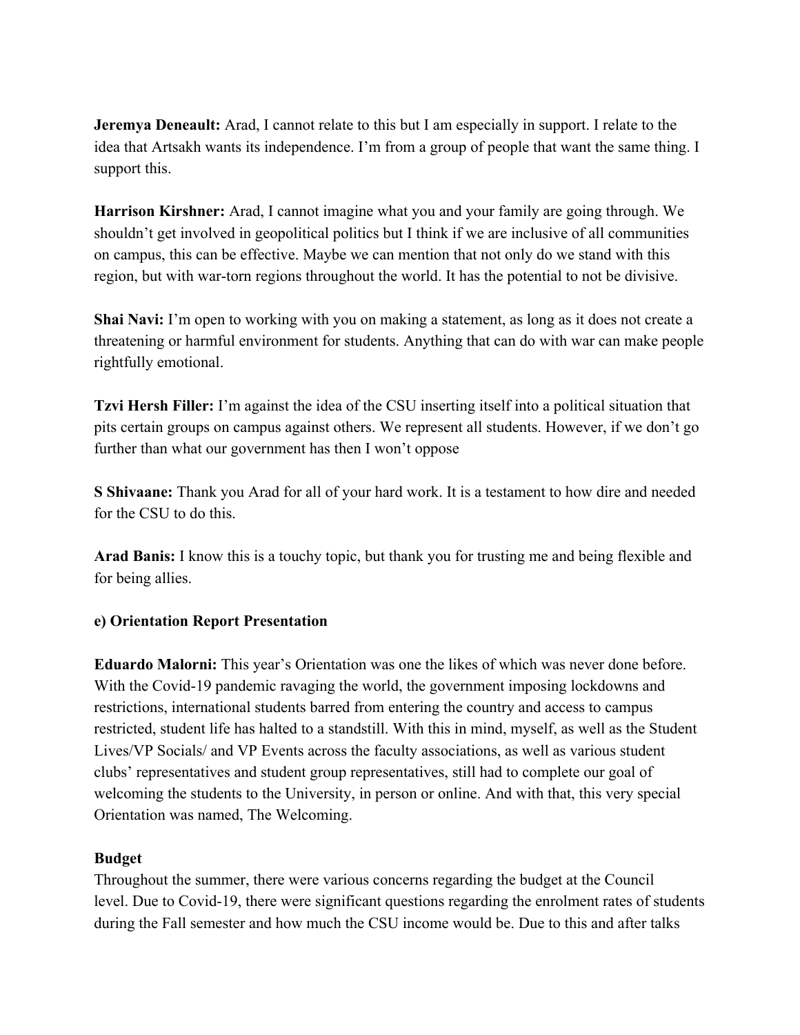**Jeremya Deneault:** Arad, I cannot relate to this but I am especially in support. I relate to the idea that Artsakh wants its independence. I'm from a group of people that want the same thing. I support this.

**Harrison Kirshner:** Arad, I cannot imagine what you and your family are going through. We shouldn't get involved in geopolitical politics but I think if we are inclusive of all communities on campus, this can be effective. Maybe we can mention that not only do we stand with this region, but with war-torn regions throughout the world. It has the potential to not be divisive.

**Shai Navi:** I'm open to working with you on making a statement, as long as it does not create a threatening or harmful environment for students. Anything that can do with war can make people rightfully emotional.

**Tzvi Hersh Filler:** I'm against the idea of the CSU inserting itself into a political situation that pits certain groups on campus against others. We represent all students. However, if we don't go further than what our government has then I won't oppose

**S Shivaane:** Thank you Arad for all of your hard work. It is a testament to how dire and needed for the CSU to do this.

**Arad Banis:** I know this is a touchy topic, but thank you for trusting me and being flexible and for being allies.

**e) Orientation Report Presentation**

**Eduardo Malorni:** This year's Orientation was one the likes of which was never done before. With the Covid-19 pandemic ravaging the world, the government imposing lockdowns and restrictions, international students barred from entering the country and access to campus restricted, student life has halted to a standstill. With this in mind, myself, as well as the Student Lives/VP Socials/ and VP Events across the faculty associations, as well as various student clubs' representatives and student group representatives, still had to complete our goal of welcoming the students to the University, in person or online. And with that, this very special Orientation was named, The Welcoming.

**Budget**

Throughout the summer, there were various concerns regarding the budget at the Council level. Due to Covid-19, there were significant questions regarding the enrolment rates of students during the Fall semester and how much the CSU income would be. Due to this and after talks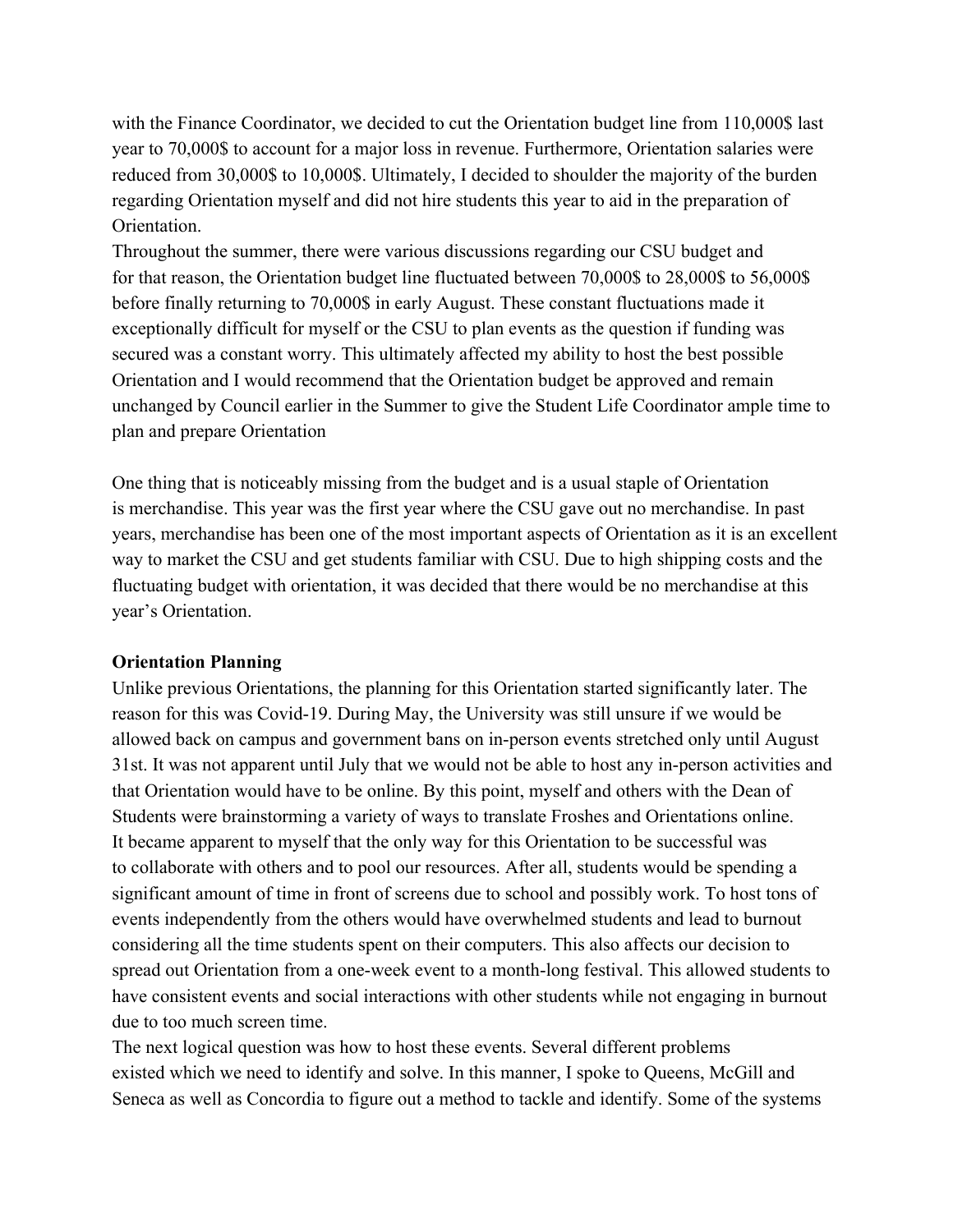with the Finance Coordinator, we decided to cut the Orientation budget line from 110,000$ last year to 70,000$ to account for a major loss in revenue. Furthermore, Orientation salaries were reduced from 30,000$ to 10,000$. Ultimately, I decided to shoulder the majority of the burden regarding Orientation myself and did not hire students this year to aid in the preparation of Orientation.

Throughout the summer, there were various discussions regarding our CSU budget and for that reason, the Orientation budget line fluctuated between 70,000$ to 28,000$ to 56,000$ before finally returning to 70,000$ in early August. These constant fluctuations made it exceptionally difficult for myself or the CSU to plan events as the question if funding was secured was a constant worry. This ultimately affected my ability to host the best possible Orientation and I would recommend that the Orientation budget be approved and remain unchanged by Council earlier in the Summer to give the Student Life Coordinator ample time to plan and prepare Orientation

One thing that is noticeably missing from the budget and is a usual staple of Orientation is merchandise. This year was the first year where the CSU gave out no merchandise. In past years, merchandise has been one of the most important aspects of Orientation as it is an excellent way to market the CSU and get students familiar with CSU. Due to high shipping costs and the fluctuating budget with orientation, it was decided that there would be no merchandise at this year's Orientation.

**Orientation Planning**

Unlike previous Orientations, the planning for this Orientation started significantly later. The reason for this was Covid-19. During May, the University was still unsure if we would be allowed back on campus and government bans on in-person events stretched only until August 31st. It was not apparent until July that we would not be able to host any in-person activities and that Orientation would have to be online. By this point, myself and others with the Dean of Students were brainstorming a variety of ways to translate Froshes and Orientations online.

It became apparent to myself that the only way for this Orientation to be successful was to collaborate with others and to pool our resources. After all, students would be spending a significant amount of time in front of screens due to school and possibly work. To host tons of events independently from the others would have overwhelmed students and lead to burnout considering all the time students spent on their computers. This also affects our decision to spread out Orientation from a one-week event to a month-long festival. This allowed students to have consistent events and social interactions with other students while not engaging in burnout due to too much screen time.

The next logical question was how to host these events. Several different problems existed which we need to identify and solve. In this manner, I spoke to Queens, McGill and Seneca as well as Concordia to figure out a method to tackle and identify. Some of the systems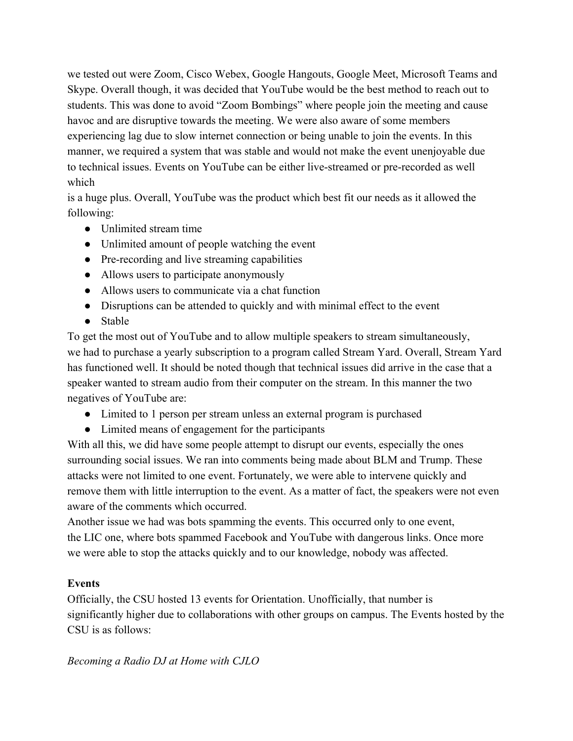we tested out were Zoom, Cisco Webex, Google Hangouts, Google Meet, Microsoft Teams and Skype. Overall though, it was decided that YouTube would be the best method to reach out to students. This was done to avoid "Zoom Bombings" where people join the meeting and cause havoc and are disruptive towards the meeting. We were also aware of some members experiencing lag due to slow internet connection or being unable to join the events. In this manner, we required a system that was stable and would not make the event unenjoyable due to technical issues. Events on YouTube can be either live-streamed or pre-recorded as well which is a huge plus. Overall, YouTube was the product which best fit our needs as it allowed the following:

- Unlimited stream time
- Unlimited amount of people watching the event
- Pre-recording and live streaming capabilities
- Allows users to participate anonymously
- Allows users to communicate via a chat function
- Disruptions can be attended to quickly and with minimal effect to the event
- Stable

To get the most out of YouTube and to allow multiple speakers to stream simultaneously, we had to purchase a yearly subscription to a program called Stream Yard. Overall, Stream Yard has functioned well. It should be noted though that technical issues did arrive in the case that a speaker wanted to stream audio from their computer on the stream. In this manner the two negatives of YouTube are:

- Limited to 1 person per stream unless an external program is purchased
- Limited means of engagement for the participants

With all this, we did have some people attempt to disrupt our events, especially the ones surrounding social issues. We ran into comments being made about BLM and Trump. These attacks were not limited to one event. Fortunately, we were able to intervene quickly and remove them with little interruption to the event. As a matter of fact, the speakers were not even aware of the comments which occurred.

Another issue we had was bots spamming the events. This occurred only to one event, the LIC one, where bots spammed Facebook and YouTube with dangerous links. Once more we were able to stop the attacks quickly and to our knowledge, nobody was affected.

**Events**

Officially, the CSU hosted 13 events for Orientation. Unofficially, that number is significantly higher due to collaborations with other groups on campus. The Events hosted by the CSU is as follows:

*Becoming a Radio DJ at Home with CJLO*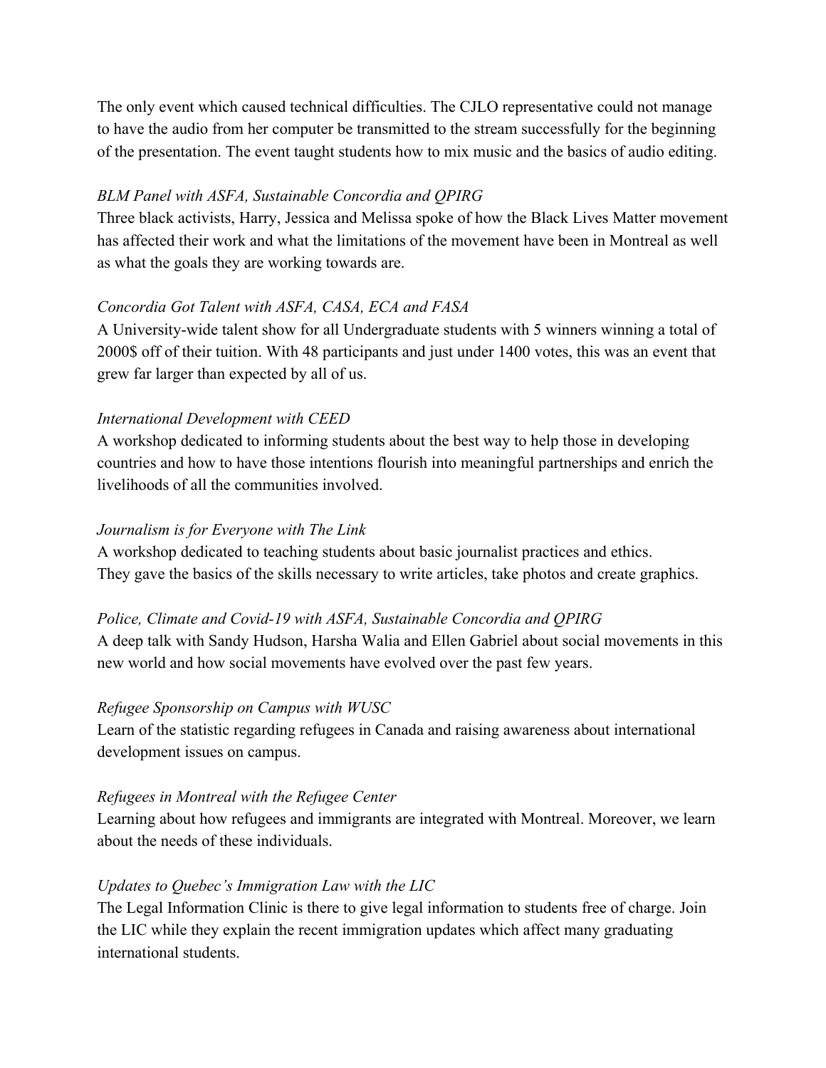The only event which caused technical difficulties. The CJLO representative could not manage to have the audio from her computer be transmitted to the stream successfully for the beginning of the presentation. The event taught students how to mix music and the basics of audio editing.

*BLM Panel with ASFA, Sustainable Concordia and QPIRG*
Three black activists, Harry, Jessica and Melissa spoke of how the Black Lives Matter movement has affected their work and what the limitations of the movement have been in Montreal as well as what the goals they are working towards are.

*Concordia Got Talent with ASFA, CASA, ECA and FASA*
A University-wide talent show for all Undergraduate students with 5 winners winning a total of 2000$ off of their tuition. With 48 participants and just under 1400 votes, this was an event that grew far larger than expected by all of us.

*International Development with CEED*
A workshop dedicated to informing students about the best way to help those in developing countries and how to have those intentions flourish into meaningful partnerships and enrich the livelihoods of all the communities involved.

*Journalism is for Everyone with The Link*
A workshop dedicated to teaching students about basic journalist practices and ethics. They gave the basics of the skills necessary to write articles, take photos and create graphics.

*Police, Climate and Covid-19 with ASFA, Sustainable Concordia and QPIRG*
A deep talk with Sandy Hudson, Harsha Walia and Ellen Gabriel about social movements in this new world and how social movements have evolved over the past few years.

*Refugee Sponsorship on Campus with WUSC*
Learn of the statistic regarding refugees in Canada and raising awareness about international development issues on campus.

*Refugees in Montreal with the Refugee Center*
Learning about how refugees and immigrants are integrated with Montreal. Moreover, we learn about the needs of these individuals.

*Updates to Quebec's Immigration Law with the LIC*
The Legal Information Clinic is there to give legal information to students free of charge. Join the LIC while they explain the recent immigration updates which affect many graduating international students.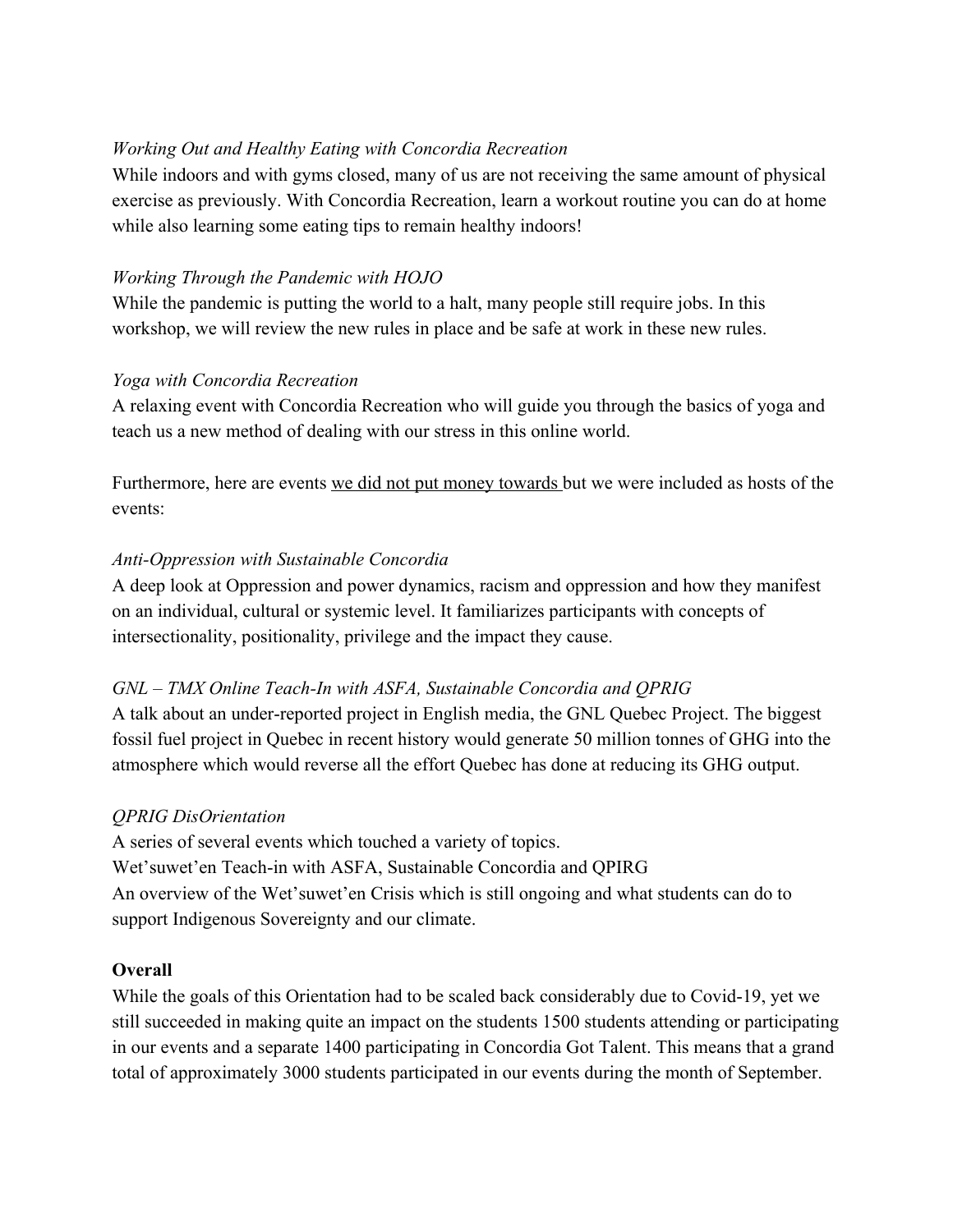*Working Out and Healthy Eating with Concordia Recreation*

While indoors and with gyms closed, many of us are not receiving the same amount of physical exercise as previously. With Concordia Recreation, learn a workout routine you can do at home while also learning some eating tips to remain healthy indoors!

*Working Through the Pandemic with HOJO*

While the pandemic is putting the world to a halt, many people still require jobs. In this workshop, we will review the new rules in place and be safe at work in these new rules.

*Yoga with Concordia Recreation*

A relaxing event with Concordia Recreation who will guide you through the basics of yoga and teach us a new method of dealing with our stress in this online world.

Furthermore, here are events <u>we did not put money towards </u>but we were included as hosts of the events:

*Anti-Oppression with Sustainable Concordia*

A deep look at Oppression and power dynamics, racism and oppression and how they manifest on an individual, cultural or systemic level. It familiarizes participants with concepts of intersectionality, positionality, privilege and the impact they cause.

*GNL – TMX Online Teach-In with ASFA, Sustainable Concordia and QPRIG*

A talk about an under-reported project in English media, the GNL Quebec Project. The biggest fossil fuel project in Quebec in recent history would generate 50 million tonnes of GHG into the atmosphere which would reverse all the effort Quebec has done at reducing its GHG output.

*QPRIG DisOrientation*

A series of several events which touched a variety of topics.

Wet'suwet'en Teach-in with ASFA, Sustainable Concordia and QPIRG

An overview of the Wet'suwet'en Crisis which is still ongoing and what students can do to support Indigenous Sovereignty and our climate.

**Overall**

While the goals of this Orientation had to be scaled back considerably due to Covid-19, yet we still succeeded in making quite an impact on the students 1500 students attending or participating in our events and a separate 1400 participating in Concordia Got Talent. This means that a grand total of approximately 3000 students participated in our events during the month of September.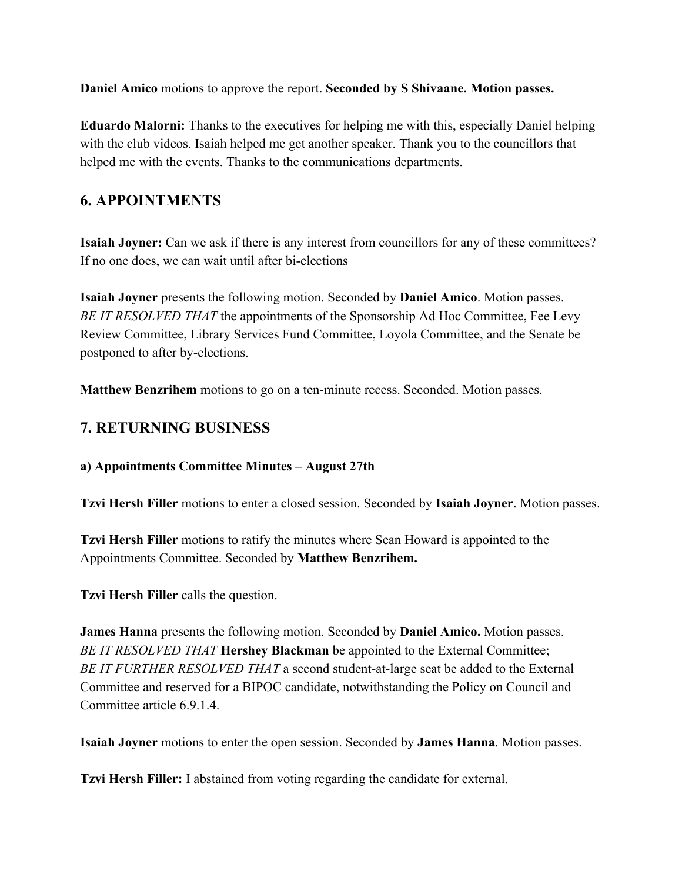**Daniel Amico** motions to approve the report. **Seconded by S Shivaane. Motion passes.**

**Eduardo Malorni:** Thanks to the executives for helping me with this, especially Daniel helping with the club videos. Isaiah helped me get another speaker. Thank you to the councillors that helped me with the events. Thanks to the communications departments.

## 6. APPOINTMENTS

**Isaiah Joyner:** Can we ask if there is any interest from councillors for any of these committees? If no one does, we can wait until after bi-elections

**Isaiah Joyner** presents the following motion. Seconded by **Daniel Amico**. Motion passes.
*BE IT RESOLVED THAT* the appointments of the Sponsorship Ad Hoc Committee, Fee Levy Review Committee, Library Services Fund Committee, Loyola Committee, and the Senate be postponed to after by-elections.

**Matthew Benzrihem** motions to go on a ten-minute recess. Seconded. Motion passes.

## 7. RETURNING BUSINESS

**a) Appointments Committee Minutes – August 27th**

**Tzvi Hersh Filler** motions to enter a closed session. Seconded by **Isaiah Joyner**. Motion passes.

**Tzvi Hersh Filler** motions to ratify the minutes where Sean Howard is appointed to the Appointments Committee. Seconded by **Matthew Benzrihem.**

**Tzvi Hersh Filler** calls the question.

**James Hanna** presents the following motion. Seconded by **Daniel Amico.** Motion passes.
*BE IT RESOLVED THAT* **Hershey Blackman** be appointed to the External Committee;
*BE IT FURTHER RESOLVED THAT* a second student-at-large seat be added to the External Committee and reserved for a BIPOC candidate, notwithstanding the Policy on Council and Committee article 6.9.1.4.

**Isaiah Joyner** motions to enter the open session. Seconded by **James Hanna**. Motion passes.

**Tzvi Hersh Filler:** I abstained from voting regarding the candidate for external.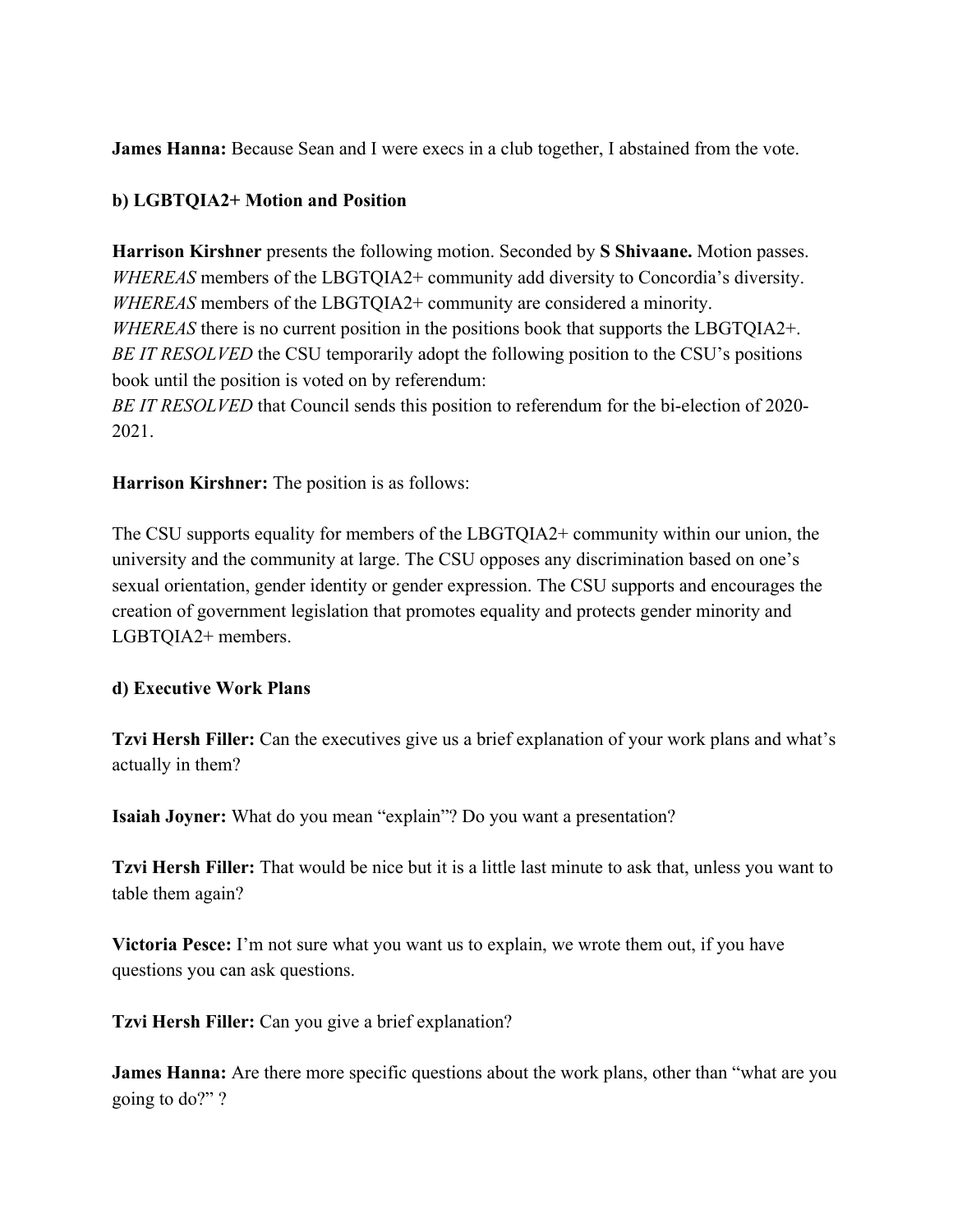**James Hanna:** Because Sean and I were execs in a club together, I abstained from the vote.

**b) LGBTQIA2+ Motion and Position**

**Harrison Kirshner** presents the following motion. Seconded by **S Shivaane.** Motion passes.
*WHEREAS* members of the LBGTQIA2+ community add diversity to Concordia's diversity.
*WHEREAS* members of the LBGTQIA2+ community are considered a minority.
*WHEREAS* there is no current position in the positions book that supports the LBGTQIA2+.
*BE IT RESOLVED* the CSU temporarily adopt the following position to the CSU's positions book until the position is voted on by referendum:
*BE IT RESOLVED* that Council sends this position to referendum for the bi-election of 2020-2021.

**Harrison Kirshner:** The position is as follows:

The CSU supports equality for members of the LBGTQIA2+ community within our union, the university and the community at large. The CSU opposes any discrimination based on one's sexual orientation, gender identity or gender expression. The CSU supports and encourages the creation of government legislation that promotes equality and protects gender minority and LGBTQIA2+ members.

**d) Executive Work Plans**

**Tzvi Hersh Filler:** Can the executives give us a brief explanation of your work plans and what's actually in them?

**Isaiah Joyner:** What do you mean "explain"? Do you want a presentation?

**Tzvi Hersh Filler:** That would be nice but it is a little last minute to ask that, unless you want to table them again?

**Victoria Pesce:** I'm not sure what you want us to explain, we wrote them out, if you have questions you can ask questions.

**Tzvi Hersh Filler:** Can you give a brief explanation?

**James Hanna:** Are there more specific questions about the work plans, other than "what are you going to do?" ?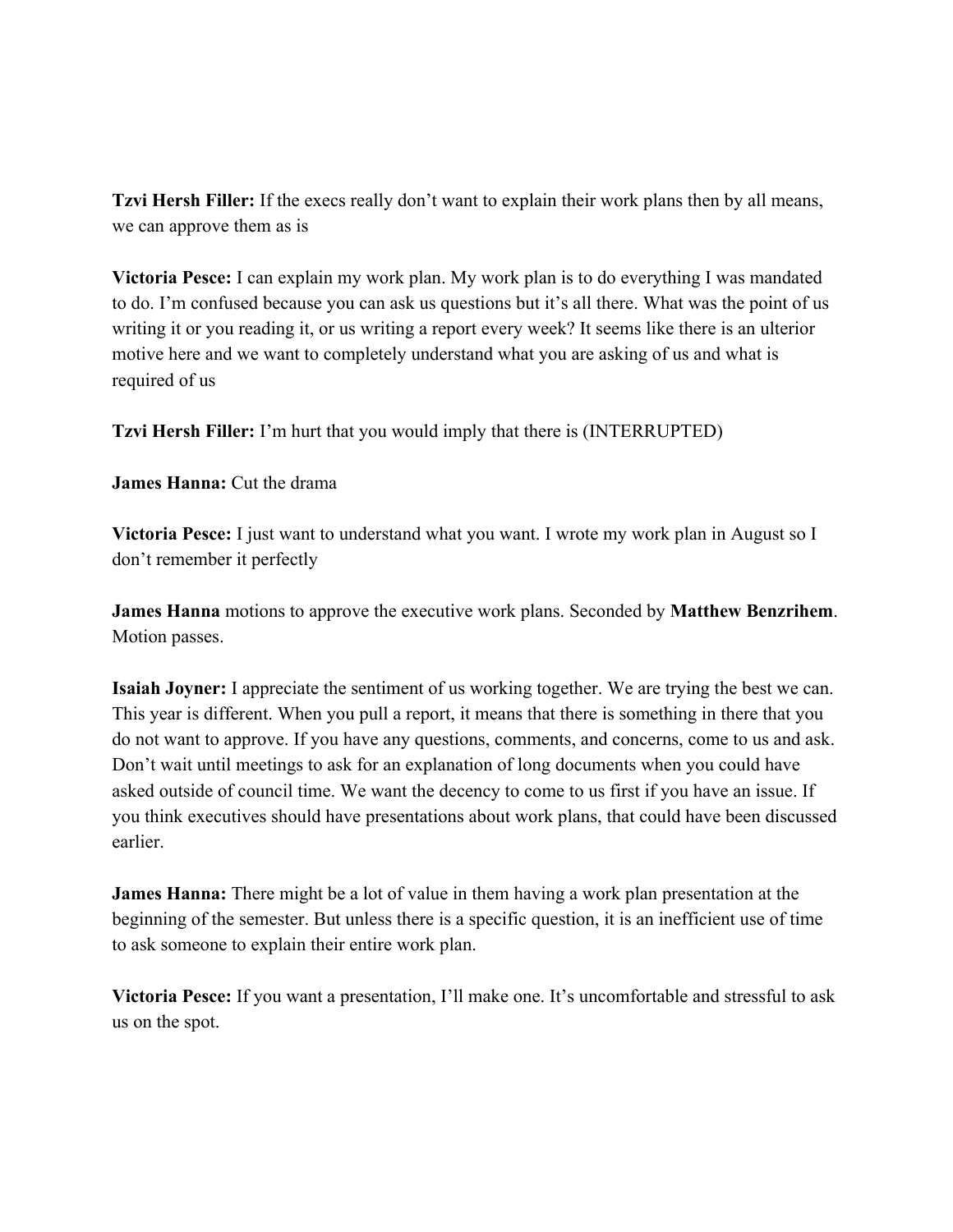**Tzvi Hersh Filler:** If the execs really don't want to explain their work plans then by all means, we can approve them as is

**Victoria Pesce:** I can explain my work plan. My work plan is to do everything I was mandated to do. I'm confused because you can ask us questions but it's all there. What was the point of us writing it or you reading it, or us writing a report every week? It seems like there is an ulterior motive here and we want to completely understand what you are asking of us and what is required of us

**Tzvi Hersh Filler:** I'm hurt that you would imply that there is (INTERRUPTED)

**James Hanna:** Cut the drama

**Victoria Pesce:** I just want to understand what you want. I wrote my work plan in August so I don't remember it perfectly

**James Hanna** motions to approve the executive work plans. Seconded by **Matthew Benzrihem**. Motion passes.

**Isaiah Joyner:** I appreciate the sentiment of us working together. We are trying the best we can. This year is different. When you pull a report, it means that there is something in there that you do not want to approve. If you have any questions, comments, and concerns, come to us and ask. Don't wait until meetings to ask for an explanation of long documents when you could have asked outside of council time. We want the decency to come to us first if you have an issue. If you think executives should have presentations about work plans, that could have been discussed earlier.

**James Hanna:** There might be a lot of value in them having a work plan presentation at the beginning of the semester. But unless there is a specific question, it is an inefficient use of time to ask someone to explain their entire work plan.

**Victoria Pesce:** If you want a presentation, I'll make one. It's uncomfortable and stressful to ask us on the spot.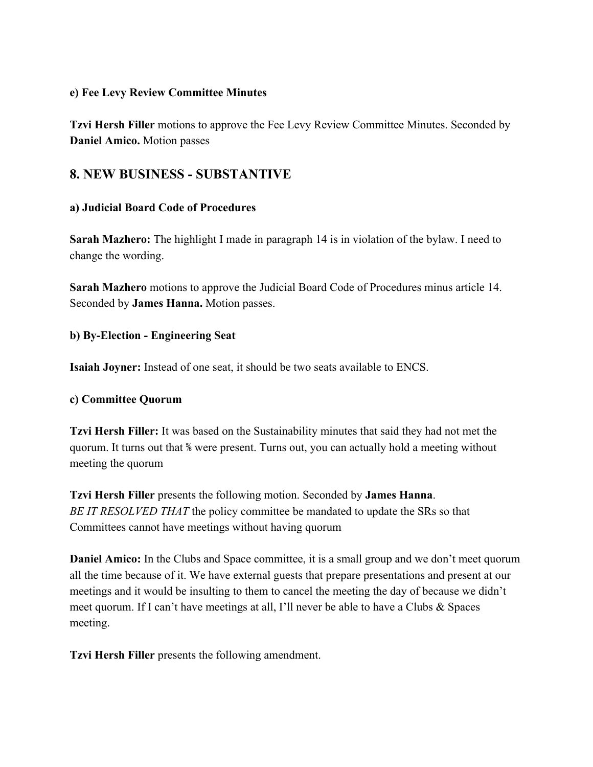**e) Fee Levy Review Committee Minutes**

**Tzvi Hersh Filler** motions to approve the Fee Levy Review Committee Minutes. Seconded by **Daniel Amico.** Motion passes

## 8. NEW BUSINESS - SUBSTANTIVE

**a) Judicial Board Code of Procedures**

**Sarah Mazhero:** The highlight I made in paragraph 14 is in violation of the bylaw. I need to change the wording.

**Sarah Mazhero** motions to approve the Judicial Board Code of Procedures minus article 14. Seconded by **James Hanna.** Motion passes.

**b) By-Election - Engineering Seat**

**Isaiah Joyner:** Instead of one seat, it should be two seats available to ENCS.

**c) Committee Quorum**

**Tzvi Hersh Filler:** It was based on the Sustainability minutes that said they had not met the quorum. It turns out that ⅚ were present. Turns out, you can actually hold a meeting without meeting the quorum

**Tzvi Hersh Filler** presents the following motion. Seconded by **James Hanna**.
*BE IT RESOLVED THAT* the policy committee be mandated to update the SRs so that Committees cannot have meetings without having quorum

**Daniel Amico:** In the Clubs and Space committee, it is a small group and we don't meet quorum all the time because of it. We have external guests that prepare presentations and present at our meetings and it would be insulting to them to cancel the meeting the day of because we didn't meet quorum. If I can't have meetings at all, I'll never be able to have a Clubs & Spaces meeting.

**Tzvi Hersh Filler** presents the following amendment.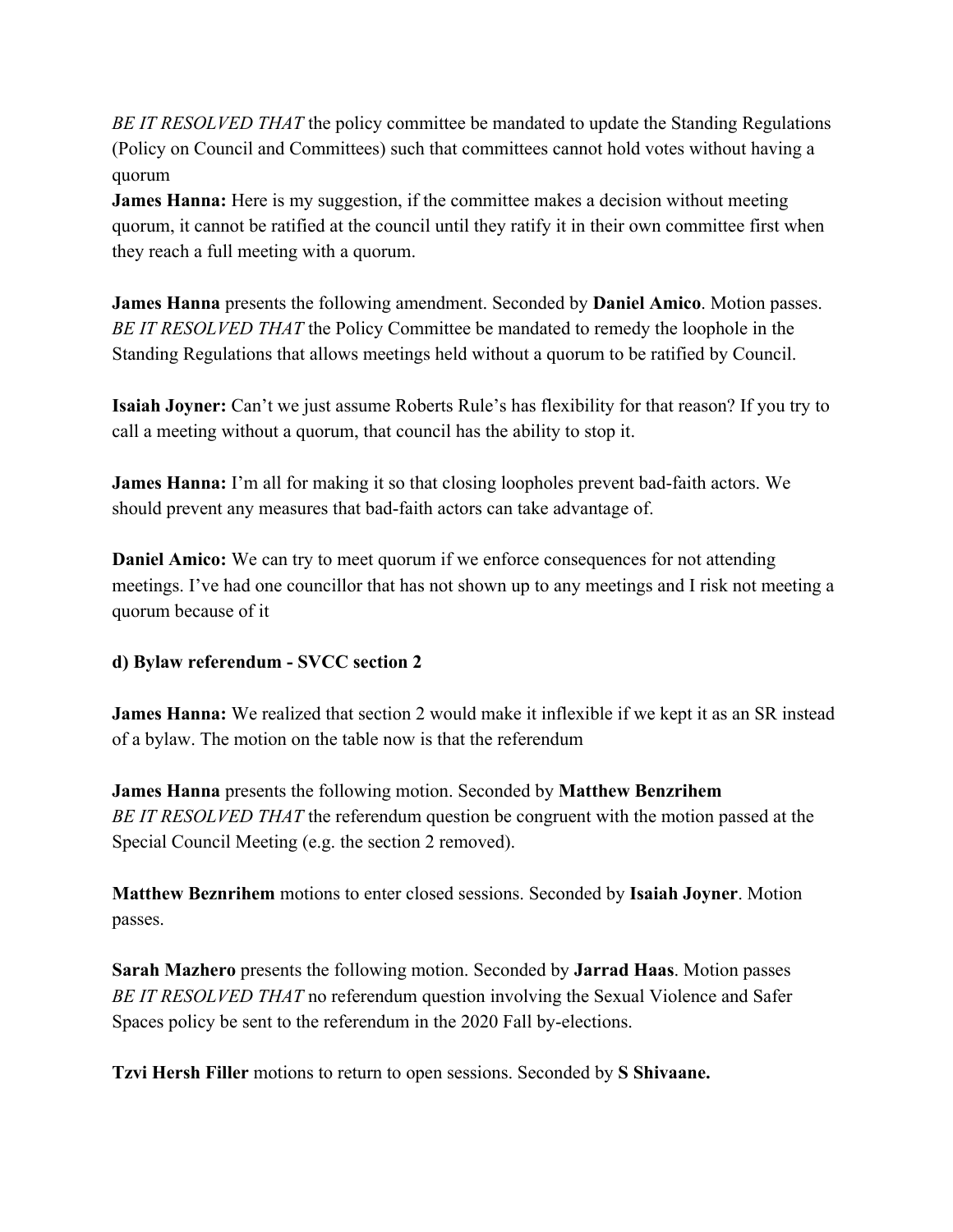*BE IT RESOLVED THAT* the policy committee be mandated to update the Standing Regulations (Policy on Council and Committees) such that committees cannot hold votes without having a quorum

**James Hanna:** Here is my suggestion, if the committee makes a decision without meeting quorum, it cannot be ratified at the council until they ratify it in their own committee first when they reach a full meeting with a quorum.

**James Hanna** presents the following amendment. Seconded by **Daniel Amico**. Motion passes.
*BE IT RESOLVED THAT* the Policy Committee be mandated to remedy the loophole in the Standing Regulations that allows meetings held without a quorum to be ratified by Council.

**Isaiah Joyner:** Can't we just assume Roberts Rule's has flexibility for that reason? If you try to call a meeting without a quorum, that council has the ability to stop it.

**James Hanna:** I'm all for making it so that closing loopholes prevent bad-faith actors. We should prevent any measures that bad-faith actors can take advantage of.

**Daniel Amico:** We can try to meet quorum if we enforce consequences for not attending meetings. I've had one councillor that has not shown up to any meetings and I risk not meeting a quorum because of it

**d) Bylaw referendum - SVCC section 2**

**James Hanna:** We realized that section 2 would make it inflexible if we kept it as an SR instead of a bylaw. The motion on the table now is that the referendum

**James Hanna** presents the following motion. Seconded by **Matthew Benzrihem**
*BE IT RESOLVED THAT* the referendum question be congruent with the motion passed at the Special Council Meeting (e.g. the section 2 removed).

**Matthew Beznrihem** motions to enter closed sessions. Seconded by **Isaiah Joyner**. Motion passes.

**Sarah Mazhero** presents the following motion. Seconded by **Jarrad Haas**. Motion passes
*BE IT RESOLVED THAT* no referendum question involving the Sexual Violence and Safer Spaces policy be sent to the referendum in the 2020 Fall by-elections.

**Tzvi Hersh Filler** motions to return to open sessions. Seconded by **S Shivaane.**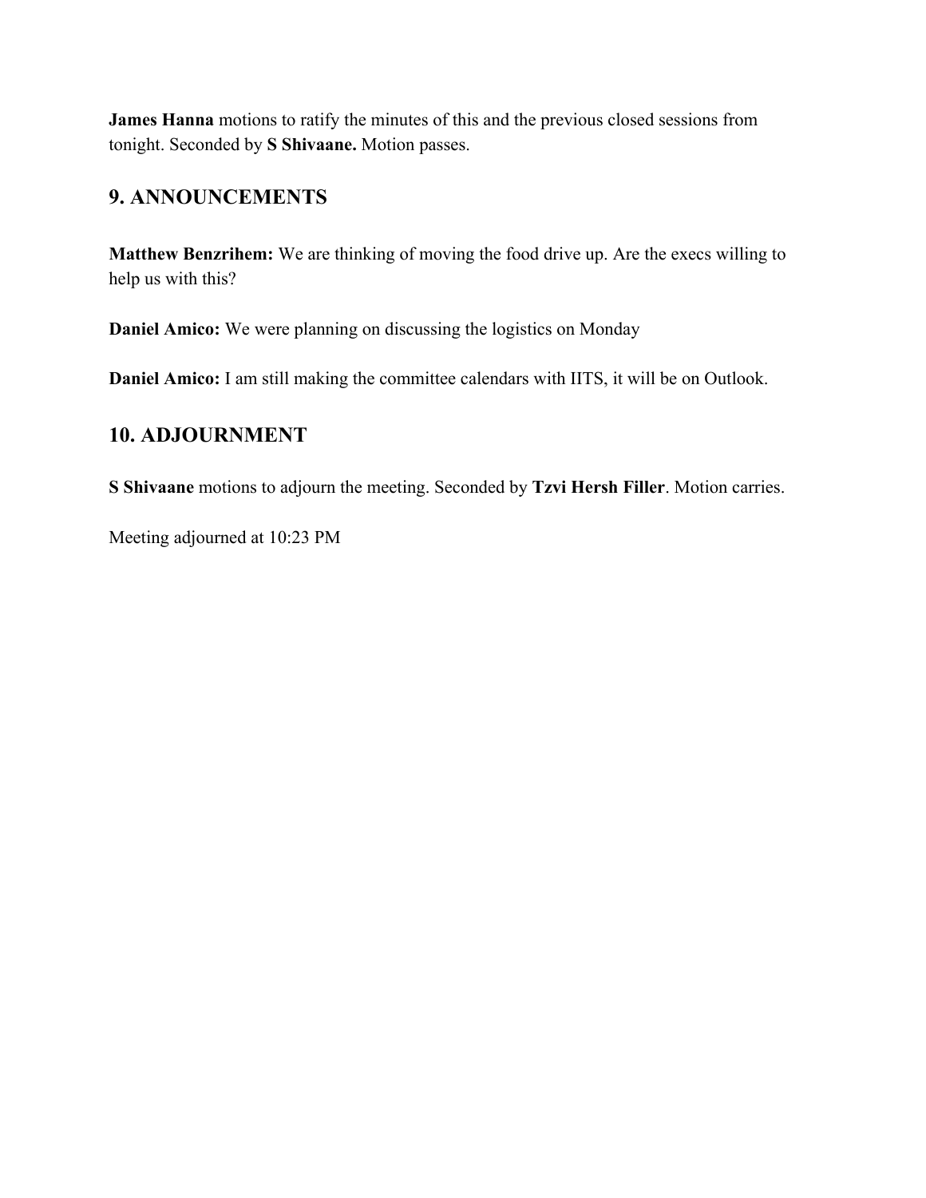**James Hanna** motions to ratify the minutes of this and the previous closed sessions from tonight. Seconded by **S Shivaane.** Motion passes.

## 9. ANNOUNCEMENTS

**Matthew Benzrihem:** We are thinking of moving the food drive up. Are the execs willing to help us with this?

**Daniel Amico:** We were planning on discussing the logistics on Monday

**Daniel Amico:** I am still making the committee calendars with IITS, it will be on Outlook.

## 10. ADJOURNMENT

**S Shivaane** motions to adjourn the meeting. Seconded by **Tzvi Hersh Filler**. Motion carries.

Meeting adjourned at 10:23 PM